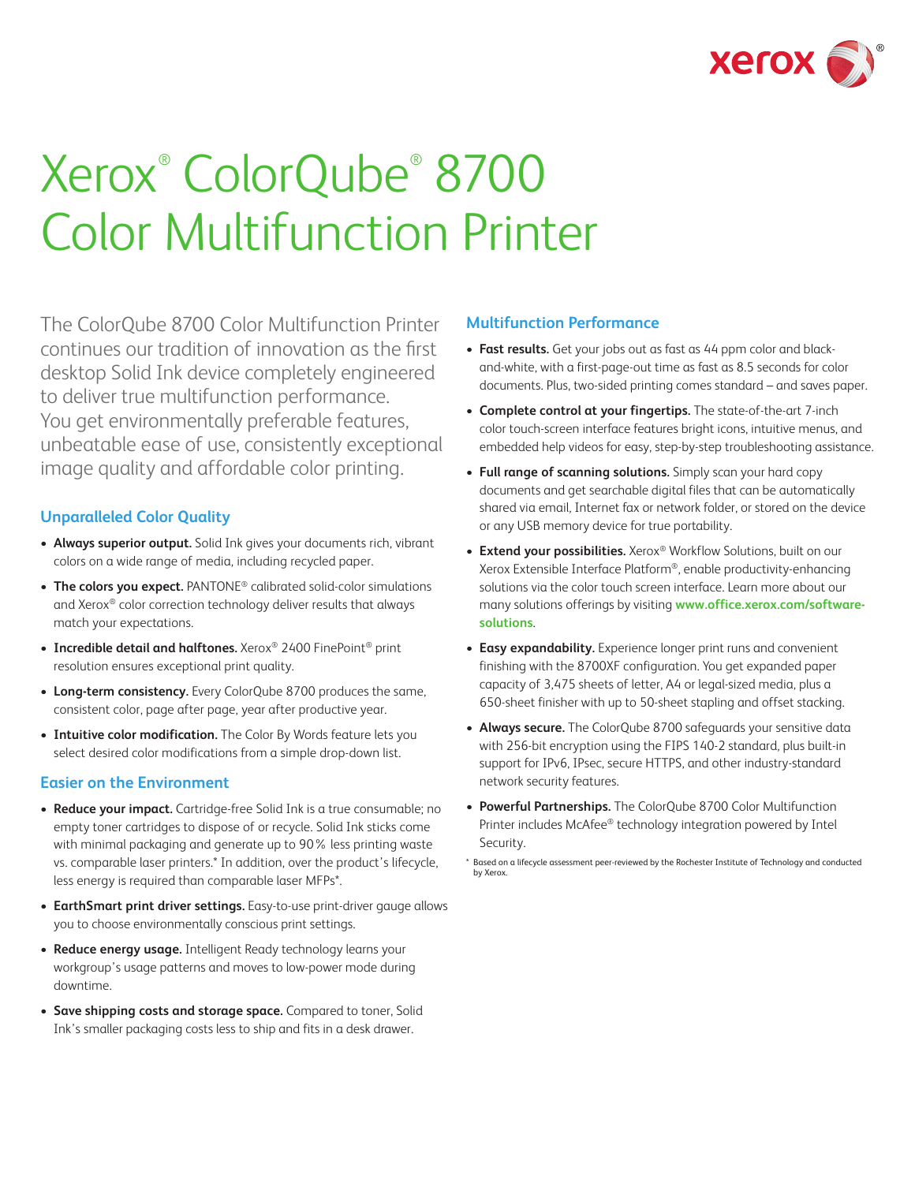# Xerox® ColorQube® 8700 Color Multifunction Printer

The ColorQube 8700 Color Multifunction Printer continues our tradition of innovation as the first desktop Solid Ink device completely engineered to deliver true multifunction performance. You get environmentally preferable features, unbeatable ease of use, consistently exceptional image quality and affordable color printing.

## Unparalleled Color Quality

- **Always superior output.** Solid Ink gives your documents rich, vibrant colors on a wide range of media, including recycled paper.
- **The colors you expect.** PANTONE® calibrated solid-color simulations and Xerox® color correction technology deliver results that always match your expectations.
- **Incredible detail and halftones.** Xerox® 2400 FinePoint® print resolution ensures exceptional print quality.
- **Long-term consistency.** Every ColorQube 8700 produces the same, consistent color, page after page, year after productive year.
- **Intuitive color modification.** The Color By Words feature lets you select desired color modifications from a simple drop-down list.

## Easier on the Environment

- **Reduce your impact.** Cartridge-free Solid Ink is a true consumable; no empty toner cartridges to dispose of or recycle. Solid Ink sticks come with minimal packaging and generate up to 90% less printing waste vs. comparable laser printers.* In addition, over the product's lifecycle, less energy is required than comparable laser MFPs*.
- **EarthSmart print driver settings.** Easy-to-use print-driver gauge allows you to choose environmentally conscious print settings.
- **Reduce energy usage.** Intelligent Ready technology learns your workgroup's usage patterns and moves to low-power mode during downtime.
- **Save shipping costs and storage space.** Compared to toner, Solid Ink's smaller packaging costs less to ship and fits in a desk drawer.

## Multifunction Performance

- **Fast results.** Get your jobs out as fast as 44 ppm color and black-and-white, with a first-page-out time as fast as 8.5 seconds for color documents. Plus, two-sided printing comes standard – and saves paper.
- **Complete control at your fingertips.** The state-of-the-art 7-inch color touch-screen interface features bright icons, intuitive menus, and embedded help videos for easy, step-by-step troubleshooting assistance.
- **Full range of scanning solutions.** Simply scan your hard copy documents and get searchable digital files that can be automatically shared via email, Internet fax or network folder, or stored on the device or any USB memory device for true portability.
- **Extend your possibilities.** Xerox® Workflow Solutions, built on our Xerox Extensible Interface Platform®, enable productivity-enhancing solutions via the color touch screen interface. Learn more about our many solutions offerings by visiting **www.office.xerox.com/software-solutions**.
- **Easy expandability.** Experience longer print runs and convenient finishing with the 8700XF configuration. You get expanded paper capacity of 3,475 sheets of letter, A4 or legal-sized media, plus a 650-sheet finisher with up to 50-sheet stapling and offset stacking.
- **Always secure.** The ColorQube 8700 safeguards your sensitive data with 256-bit encryption using the FIPS 140-2 standard, plus built-in support for IPv6, IPsec, secure HTTPS, and other industry-standard network security features.
- **Powerful Partnerships.** The ColorQube 8700 Color Multifunction Printer includes McAfee® technology integration powered by Intel Security.

\* Based on a lifecycle assessment peer-reviewed by the Rochester Institute of Technology and conducted by Xerox.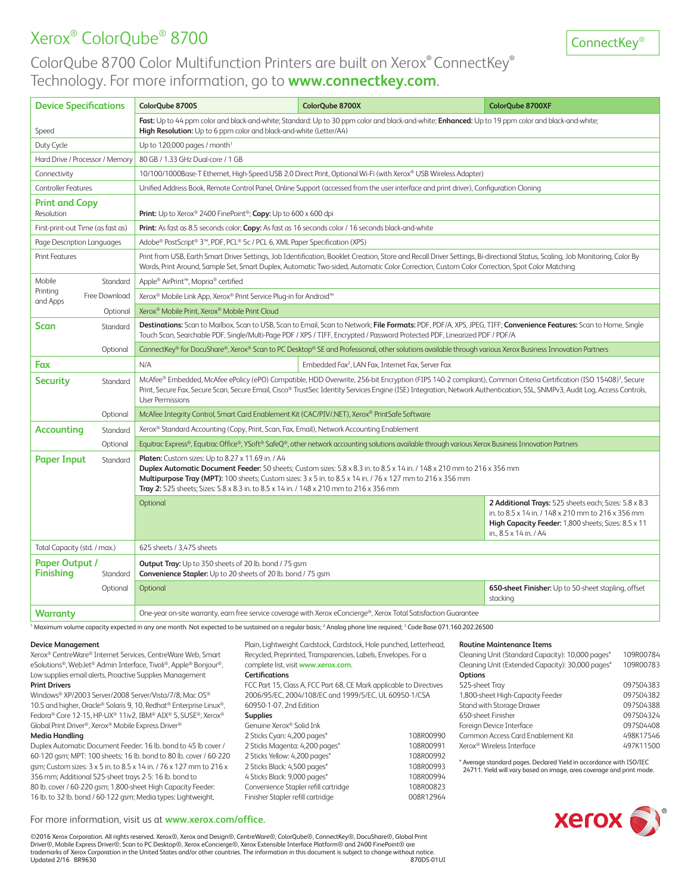# Xerox® ColorQube® 8700

ConnectKey®

ColorQube 8700 Color Multifunction Printers are built on Xerox® ConnectKey® Technology. For more information, go to **www.connectkey.com**.

| Device Specifications | | ColorQube 8700S | ColorQube 8700X | ColorQube 8700XF |
|---|---|---|---|---|
| Speed | | **Fast:** Up to 44 ppm color and black-and-white; Standard: Up to 30 ppm color and black-and-white; **Enhanced:** Up to 19 ppm color and black-and-white; **High Resolution:** Up to 6 ppm color and black-and-white (Letter/A4) | | |
| Duty Cycle | | Up to 120,000 pages / month[1] | | |
| Hard Drive / Processor / Memory | | 80 GB / 1.33 GHz Dual-core / 1 GB | | |
| Connectivity | | 10/100/1000Base-T Ethernet, High-Speed USB 2.0 Direct Print, Optional Wi-Fi (with Xerox® USB Wireless Adapter) | | |
| Controller Features | | Unified Address Book, Remote Control Panel, Online Support (accessed from the user interface and print driver), Configuration Cloning | | |
| **Print and Copy** Resolution | | **Print:** Up to Xerox® 2400 FinePoint®; **Copy:** Up to 600 x 600 dpi | | |
| First-print-out Time (as fast as) | | **Print:** As fast as 8.5 seconds color; **Copy:** As fast as 16 seconds color / 16 seconds black-and-white | | |
| Page Description Languages | | Adobe® PostScript® 3™, PDF, PCL® 5c / PCL 6, XML Paper Specification (XPS) | | |
| Print Features | | Print from USB, Earth Smart Driver Settings, Job Identification, Booklet Creation, Store and Recall Driver Settings, Bi-directional Status, Scaling, Job Monitoring, Color By Words, Print Around, Sample Set, Smart Duplex, Automatic Two-sided, Automatic Color Correction, Custom Color Correction, Spot Color Matching | | |
| Mobile Printing and Apps | Standard | Apple® AirPrint™, Mopria® certified | | |
| | Free Download | Xerox® Mobile Link App, Xerox® Print Service Plug-in for Android™ | | |
| | Optional | Xerox® Mobile Print, Xerox® Mobile Print Cloud | | |
| **Scan** | Standard | **Destinations:** Scan to Mailbox, Scan to USB, Scan to Email, Scan to Network; **File Formats:** PDF, PDF/A, XPS, JPEG, TIFF; **Convenience Features:** Scan to Home, Single Touch Scan, Searchable PDF, Single/Multi-Page PDF / XPS / TIFF, Encrypted / Password Protected PDF, Linearized PDF / PDF/A | | |
| | Optional | ConnectKey® for DocuShare®, Xerox® Scan to PC Desktop® SE and Professional, other solutions available through various Xerox Business Innovation Partners | | |
| **Fax** | | N/A | Embedded Fax[2], LAN Fax, Internet Fax, Server Fax | |
| **Security** | Standard | McAfee® Embedded, McAfee ePolicy (ePO) Compatible, HDD Overwrite, 256-bit Encryption (FIPS 140-2 compliant), Common Criteria Certification (ISO 15408)[3], Secure Print, Secure Fax, Secure Scan, Secure Email, Cisco® TrustSec Identity Services Engine (ISE) Integration, Network Authentication, SSL, SNMPv3, Audit Log, Access Controls, User Permissions | | |
| | Optional | McAfee Integrity Control, Smart Card Enablement Kit (CAC/PIV/.NET), Xerox® PrintSafe Software | | |
| **Accounting** | Standard | Xerox® Standard Accounting (Copy, Print, Scan, Fax, Email), Network Accounting Enablement | | |
| | Optional | Equitrac Express®, Equitrac Office®, YSoft® SafeQ®, other network accounting solutions available through various Xerox Business Innovation Partners | | |
| **Paper Input** | Standard | **Platen:** Custom sizes: Up to 8.27 x 11.69 in. / A4<br>**Duplex Automatic Document Feeder:** 50 sheets; Custom sizes: 5.8 x 8.3 in. to 8.5 x 14 in. / 148 x 210 mm to 216 x 356 mm<br>**Multipurpose Tray (MPT):** 100 sheets; Custom sizes: 3 x 5 in. to 8.5 x 14 in. / 76 x 127 mm to 216 x 356 mm<br>**Tray 2:** 525 sheets; Sizes: 5.8 x 8.3 in. to 8.5 x 14 in. / 148 x 210 mm to 216 x 356 mm | | |
| | | Optional | | **2 Additional Trays:** 525 sheets each; Sizes: 5.8 x 8.3 in. to 8.5 x 14 in. / 148 x 210 mm to 216 x 356 mm<br>**High Capacity Feeder:** 1,800 sheets; Sizes: 8.5 x 11 in., 8.5 x 14 in. / A4 |
| Total Capacity (std. / max.) | | 625 sheets / 3,475 sheets | | |
| **Paper Output / Finishing** | Standard | **Output Tray:** Up to 350 sheets of 20 lb. bond / 75 gsm<br>**Convenience Stapler:** Up to 20 sheets of 20 lb. bond / 75 gsm | | |
| | Optional | Optional | | **650-sheet Finisher:** Up to 50-sheet stapling, offset stacking |
| **Warranty** | | One-year on-site warranty, earn free service coverage with Xerox eConcierge®, Xerox Total Satisfaction Guarantee | | |

[1] Maximum volume capacity expected in any one month. Not expected to be sustained on a regular basis; [2] Analog phone line required; [3] Code Base 071.160.202.26500

**Device Management**
Xerox® CentreWare® Internet Services, CentreWare Web, Smart eSolutions®, WebJet® Admin Interface, Tivoli®, Apple® Bonjour®, Low supplies email alerts, Proactive Supplies Management

**Print Drivers**
Windows® XP/2003 Server/2008 Server/Vista/7/8, Mac OS® 10.5 and higher, Oracle® Solaris 9, 10, Redhat® Enterprise Linux®, Fedora® Core 12-15, HP-UX® 11iv2, IBM® AIX® 5, SUSE®, Xerox® Global Print Driver®, Xerox® Mobile Express Driver®

**Media Handling**
Duplex Automatic Document Feeder: 16 lb. bond to 45 lb cover / 60-120 gsm; MPT: 100 sheets; 16 lb. bond to 80 lb. cover / 60-220 gsm; Custom sizes: 3 x 5 in. to 8.5 x 14 in. / 76 x 127 mm to 216 x 356 mm; Additional 525-sheet trays 2-5: 16 lb. bond to 80 lb. cover / 60-220 gsm; 1,800-sheet High Capacity Feeder: 16 lb. to 32 lb. bond / 60-122 gsm; Media types: Lightweight, Plain, Lightweight Cardstock, Cardstock, Hole punched, Letterhead, Recycled, Preprinted, Transparencies, Labels, Envelopes. For a complete list, visit **www.xerox.com**.

**Certifications**
FCC Part 15, Class A, FCC Part 68, CE Mark applicable to Directives 2006/95/EC, 2004/108/EC and 1999/5/EC, UL 60950-1/CSA 60950-1-07, 2nd Edition

**Supplies**

| | |
|---|---|
| Genuine Xerox® Solid Ink | |
| 2 Sticks Cyan: 4,200 pages* | 108R00990 |
| 2 Sticks Magenta: 4,200 pages* | 108R00991 |
| 2 Sticks Yellow: 4,200 pages* | 108R00992 |
| 2 Sticks Black: 4,500 pages* | 108R00993 |
| 4 Sticks Black: 9,000 pages* | 108R00994 |
| Convenience Stapler refill cartridge | 108R00823 |
| Finisher Stapler refill cartridge | 008R12964 |

**Routine Maintenance Items**

| | |
|---|---|
| Cleaning Unit (Standard Capacity): 10,000 pages* | 109R00784 |
| Cleaning Unit (Extended Capacity): 30,000 pages* | 109R00783 |

**Options**

| | |
|---|---|
| 525-sheet Tray | 097S04383 |
| 1,800-sheet High-Capacity Feeder | 097S04382 |
| Stand with Storage Drawer | 097S04388 |
| 650-sheet Finisher | 097S04324 |
| Foreign Device Interface | 097S04408 |
| Common Access Card Enablement Kit | 498K17546 |
| Xerox® Wireless Interface | 497K11500 |

* Average standard pages. Declared Yield in accordance with ISO/IEC 24711. Yield will vary based on image, area coverage and print mode.

For more information, visit us at **www.xerox.com/office**.

©2016 Xerox Corporation. All rights reserved. Xerox®, Xerox and Design®, CentreWare®, ColorQube®, ConnectKey®, DocuShare®, Global Print Driver®, Mobile Express Driver®, Scan to PC Desktop®, Xerox eConcierge®, Xerox Extensible Interface Platform® and 2400 FinePoint® are trademarks of Xerox Corporation in the United States and/or other countries. The information in this document is subject to change without notice.
Updated 2/16 BR9630 870DS-01UI

xerox®